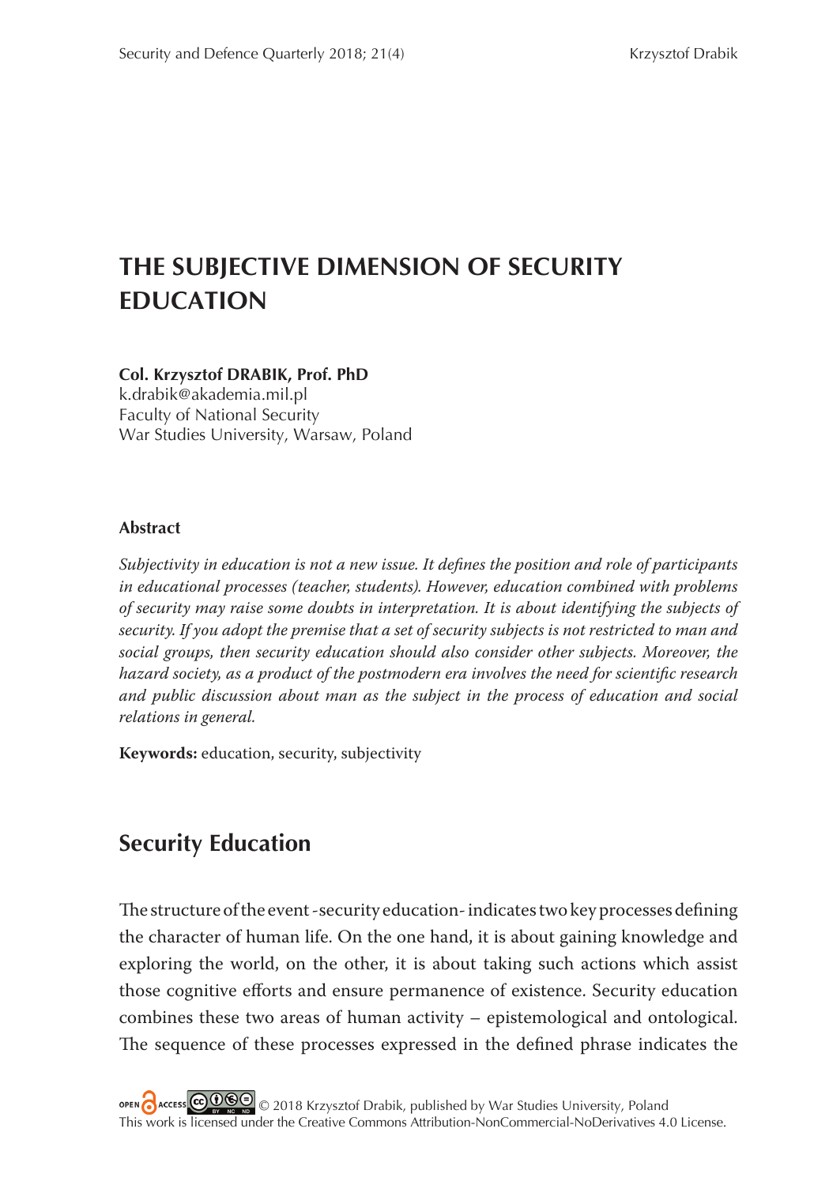# THE SUBJECTIVE DIMENSION OF SECURITY EDUCATION

**Col. Krzysztof DRABIK, Prof. PhD**
k.drabik@akademia.mil.pl
Faculty of National Security
War Studies University, Warsaw, Poland

### Abstract

*Subjectivity in education is not a new issue. It defines the position and role of participants in educational processes (teacher, students). However, education combined with problems of security may raise some doubts in interpretation. It is about identifying the subjects of security. If you adopt the premise that a set of security subjects is not restricted to man and social groups, then security education should also consider other subjects. Moreover, the hazard society, as a product of the postmodern era involves the need for scientific research and public discussion about man as the subject in the process of education and social relations in general.*

**Keywords:** education, security, subjectivity

## Security Education

The structure of the event - security education - indicates two key processes defining the character of human life. On the one hand, it is about gaining knowledge and exploring the world, on the other, it is about taking such actions which assist those cognitive efforts and ensure permanence of existence. Security education combines these two areas of human activity – epistemological and ontological. The sequence of these processes expressed in the defined phrase indicates the

© 2018 Krzysztof Drabik, published by War Studies University, Poland
This work is licensed under the Creative Commons Attribution-NonCommercial-NoDerivatives 4.0 License.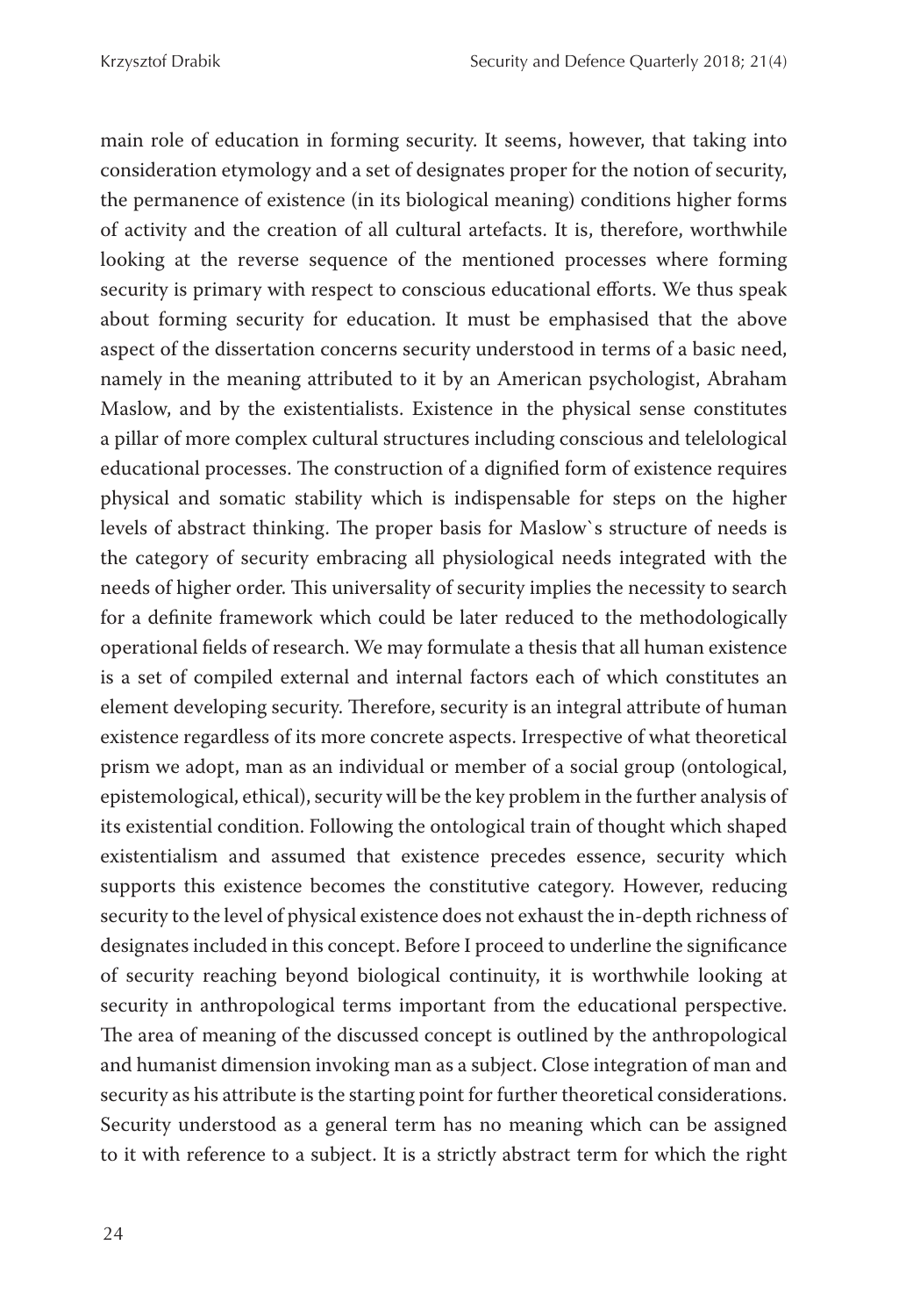main role of education in forming security. It seems, however, that taking into consideration etymology and a set of designates proper for the notion of security, the permanence of existence (in its biological meaning) conditions higher forms of activity and the creation of all cultural artefacts. It is, therefore, worthwhile looking at the reverse sequence of the mentioned processes where forming security is primary with respect to conscious educational efforts. We thus speak about forming security for education. It must be emphasised that the above aspect of the dissertation concerns security understood in terms of a basic need, namely in the meaning attributed to it by an American psychologist, Abraham Maslow, and by the existentialists. Existence in the physical sense constitutes a pillar of more complex cultural structures including conscious and telelological educational processes. The construction of a dignified form of existence requires physical and somatic stability which is indispensable for steps on the higher levels of abstract thinking. The proper basis for Maslow`s structure of needs is the category of security embracing all physiological needs integrated with the needs of higher order. This universality of security implies the necessity to search for a definite framework which could be later reduced to the methodologically operational fields of research. We may formulate a thesis that all human existence is a set of compiled external and internal factors each of which constitutes an element developing security. Therefore, security is an integral attribute of human existence regardless of its more concrete aspects. Irrespective of what theoretical prism we adopt, man as an individual or member of a social group (ontological, epistemological, ethical), security will be the key problem in the further analysis of its existential condition. Following the ontological train of thought which shaped existentialism and assumed that existence precedes essence, security which supports this existence becomes the constitutive category. However, reducing security to the level of physical existence does not exhaust the in-depth richness of designates included in this concept. Before I proceed to underline the significance of security reaching beyond biological continuity, it is worthwhile looking at security in anthropological terms important from the educational perspective. The area of meaning of the discussed concept is outlined by the anthropological and humanist dimension invoking man as a subject. Close integration of man and security as his attribute is the starting point for further theoretical considerations. Security understood as a general term has no meaning which can be assigned to it with reference to a subject. It is a strictly abstract term for which the right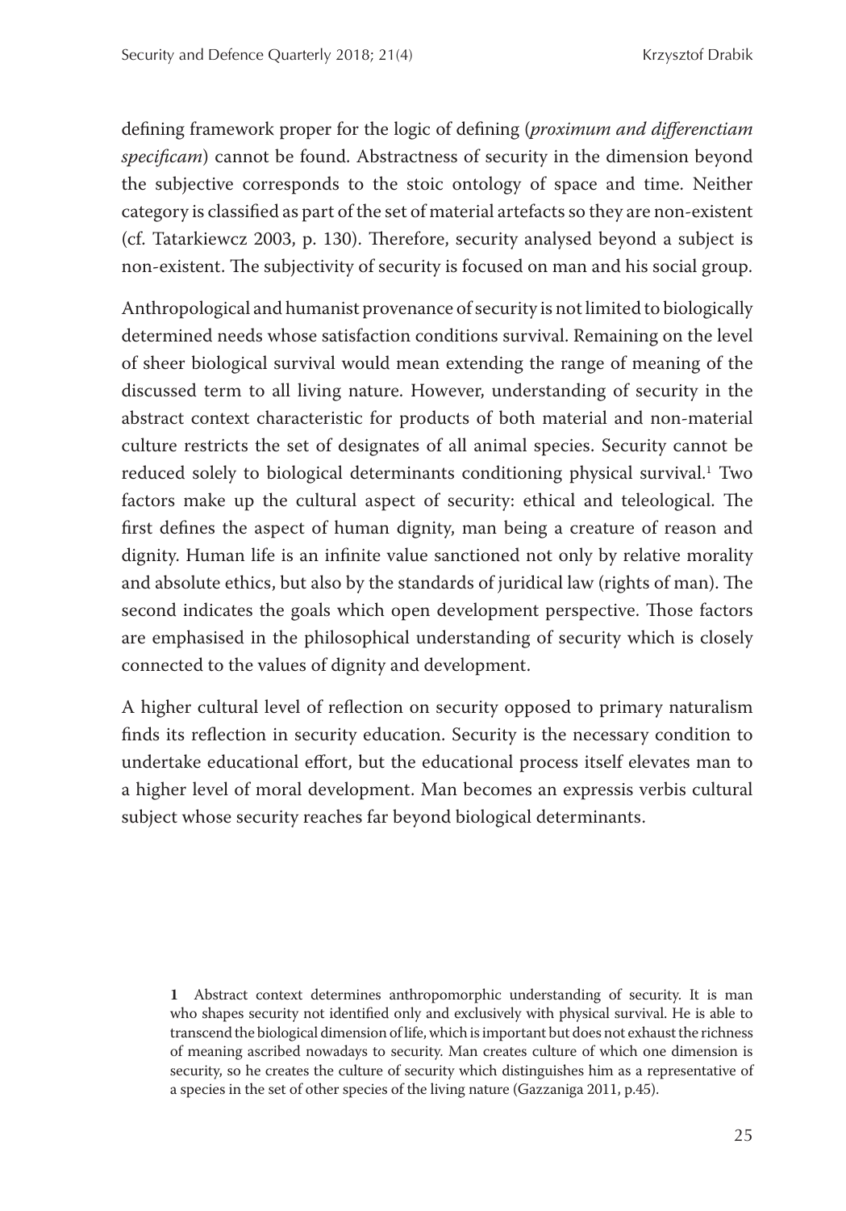defining framework proper for the logic of defining (*proximum and differenctiam specificam*) cannot be found. Abstractness of security in the dimension beyond the subjective corresponds to the stoic ontology of space and time. Neither category is classified as part of the set of material artefacts so they are non-existent (cf. Tatarkiewcz 2003, p. 130). Therefore, security analysed beyond a subject is non-existent. The subjectivity of security is focused on man and his social group.

Anthropological and humanist provenance of security is not limited to biologically determined needs whose satisfaction conditions survival. Remaining on the level of sheer biological survival would mean extending the range of meaning of the discussed term to all living nature. However, understanding of security in the abstract context characteristic for products of both material and non-material culture restricts the set of designates of all animal species. Security cannot be reduced solely to biological determinants conditioning physical survival.[1] Two factors make up the cultural aspect of security: ethical and teleological. The first defines the aspect of human dignity, man being a creature of reason and dignity. Human life is an infinite value sanctioned not only by relative morality and absolute ethics, but also by the standards of juridical law (rights of man). The second indicates the goals which open development perspective. Those factors are emphasised in the philosophical understanding of security which is closely connected to the values of dignity and development.

A higher cultural level of reflection on security opposed to primary naturalism finds its reflection in security education. Security is the necessary condition to undertake educational effort, but the educational process itself elevates man to a higher level of moral development. Man becomes an expressis verbis cultural subject whose security reaches far beyond biological determinants.

**1** Abstract context determines anthropomorphic understanding of security. It is man who shapes security not identified only and exclusively with physical survival. He is able to transcend the biological dimension of life, which is important but does not exhaust the richness of meaning ascribed nowadays to security. Man creates culture of which one dimension is security, so he creates the culture of security which distinguishes him as a representative of a species in the set of other species of the living nature (Gazzaniga 2011, p.45).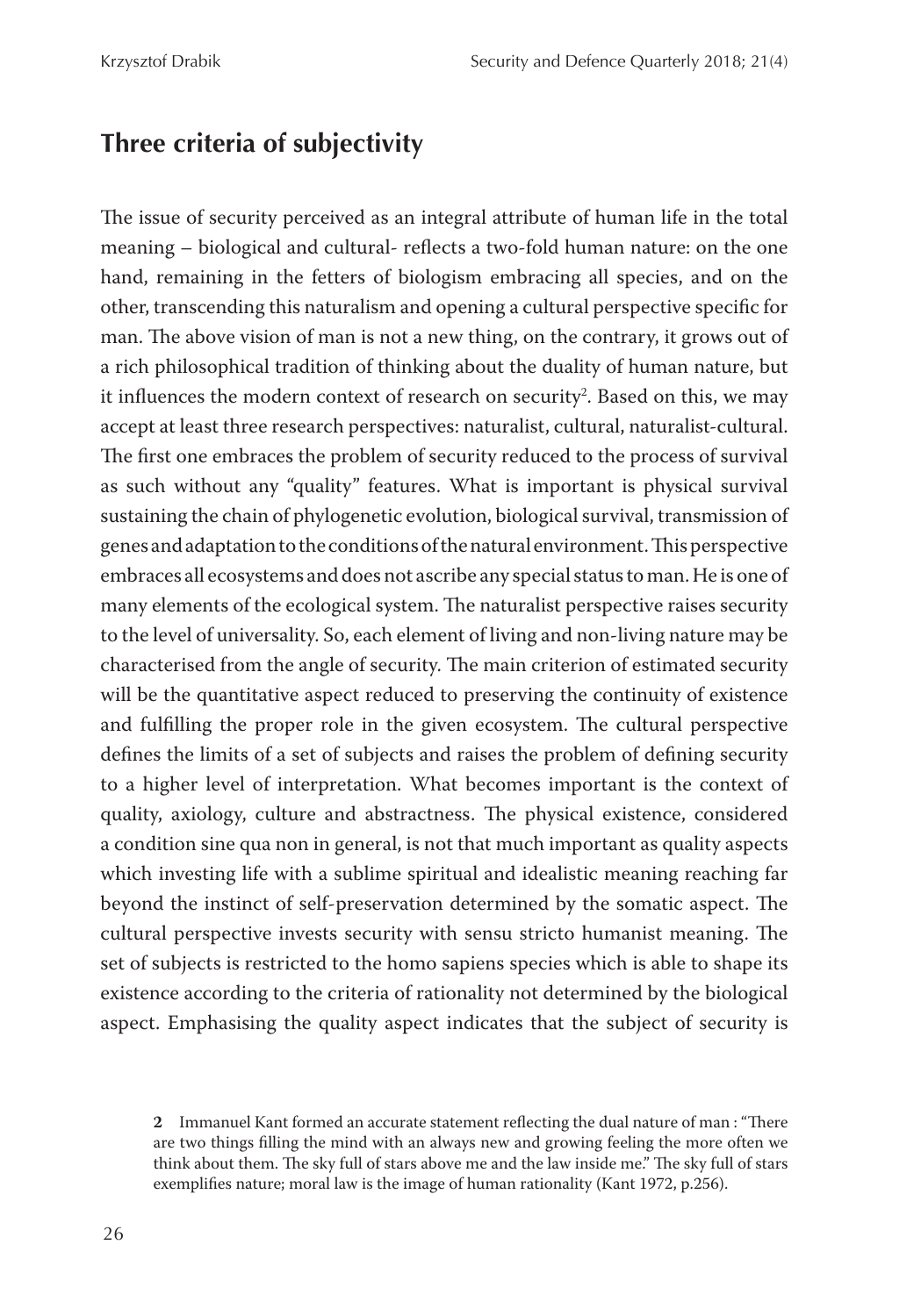## Three criteria of subjectivity

The issue of security perceived as an integral attribute of human life in the total meaning – biological and cultural- reflects a two-fold human nature: on the one hand, remaining in the fetters of biologism embracing all species, and on the other, transcending this naturalism and opening a cultural perspective specific for man. The above vision of man is not a new thing, on the contrary, it grows out of a rich philosophical tradition of thinking about the duality of human nature, but it influences the modern context of research on security[2]. Based on this, we may accept at least three research perspectives: naturalist, cultural, naturalist-cultural. The first one embraces the problem of security reduced to the process of survival as such without any "quality" features. What is important is physical survival sustaining the chain of phylogenetic evolution, biological survival, transmission of genes and adaptation to the conditions of the natural environment. This perspective embraces all ecosystems and does not ascribe any special status to man. He is one of many elements of the ecological system. The naturalist perspective raises security to the level of universality. So, each element of living and non-living nature may be characterised from the angle of security. The main criterion of estimated security will be the quantitative aspect reduced to preserving the continuity of existence and fulfilling the proper role in the given ecosystem. The cultural perspective defines the limits of a set of subjects and raises the problem of defining security to a higher level of interpretation. What becomes important is the context of quality, axiology, culture and abstractness. The physical existence, considered a condition sine qua non in general, is not that much important as quality aspects which investing life with a sublime spiritual and idealistic meaning reaching far beyond the instinct of self-preservation determined by the somatic aspect. The cultural perspective invests security with sensu stricto humanist meaning. The set of subjects is restricted to the homo sapiens species which is able to shape its existence according to the criteria of rationality not determined by the biological aspect. Emphasising the quality aspect indicates that the subject of security is

**2** Immanuel Kant formed an accurate statement reflecting the dual nature of man : "There are two things filling the mind with an always new and growing feeling the more often we think about them. The sky full of stars above me and the law inside me." The sky full of stars exemplifies nature; moral law is the image of human rationality (Kant 1972, p.256).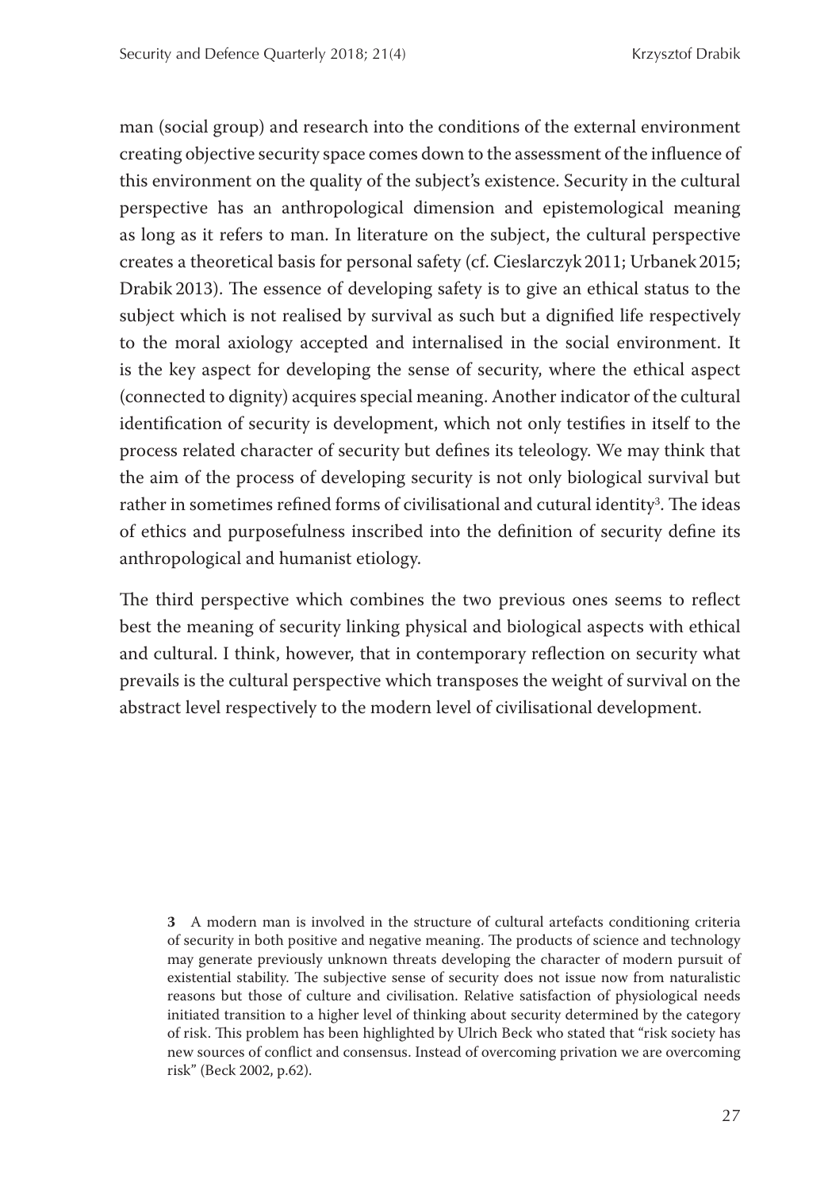man (social group) and research into the conditions of the external environment creating objective security space comes down to the assessment of the influence of this environment on the quality of the subject's existence. Security in the cultural perspective has an anthropological dimension and epistemological meaning as long as it refers to man. In literature on the subject, the cultural perspective creates a theoretical basis for personal safety (cf. Cieslarczyk 2011; Urbanek 2015; Drabik 2013). The essence of developing safety is to give an ethical status to the subject which is not realised by survival as such but a dignified life respectively to the moral axiology accepted and internalised in the social environment. It is the key aspect for developing the sense of security, where the ethical aspect (connected to dignity) acquires special meaning. Another indicator of the cultural identification of security is development, which not only testifies in itself to the process related character of security but defines its teleology. We may think that the aim of the process of developing security is not only biological survival but rather in sometimes refined forms of civilisational and cutural identity[3]. The ideas of ethics and purposefulness inscribed into the definition of security define its anthropological and humanist etiology.

The third perspective which combines the two previous ones seems to reflect best the meaning of security linking physical and biological aspects with ethical and cultural. I think, however, that in contemporary reflection on security what prevails is the cultural perspective which transposes the weight of survival on the abstract level respectively to the modern level of civilisational development.

**3** A modern man is involved in the structure of cultural artefacts conditioning criteria of security in both positive and negative meaning. The products of science and technology may generate previously unknown threats developing the character of modern pursuit of existential stability. The subjective sense of security does not issue now from naturalistic reasons but those of culture and civilisation. Relative satisfaction of physiological needs initiated transition to a higher level of thinking about security determined by the category of risk. This problem has been highlighted by Ulrich Beck who stated that "risk society has new sources of conflict and consensus. Instead of overcoming privation we are overcoming risk" (Beck 2002, p.62).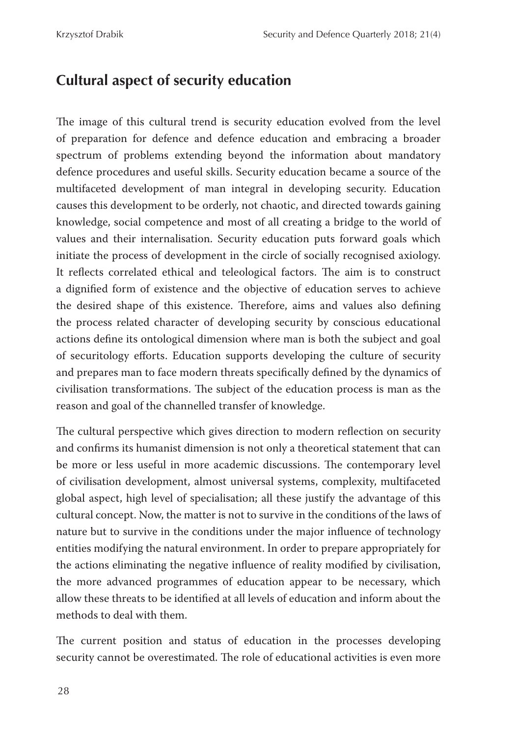## Cultural aspect of security education

The image of this cultural trend is security education evolved from the level of preparation for defence and defence education and embracing a broader spectrum of problems extending beyond the information about mandatory defence procedures and useful skills. Security education became a source of the multifaceted development of man integral in developing security. Education causes this development to be orderly, not chaotic, and directed towards gaining knowledge, social competence and most of all creating a bridge to the world of values and their internalisation. Security education puts forward goals which initiate the process of development in the circle of socially recognised axiology. It reflects correlated ethical and teleological factors. The aim is to construct a dignified form of existence and the objective of education serves to achieve the desired shape of this existence. Therefore, aims and values also defining the process related character of developing security by conscious educational actions define its ontological dimension where man is both the subject and goal of securitology efforts. Education supports developing the culture of security and prepares man to face modern threats specifically defined by the dynamics of civilisation transformations. The subject of the education process is man as the reason and goal of the channelled transfer of knowledge.

The cultural perspective which gives direction to modern reflection on security and confirms its humanist dimension is not only a theoretical statement that can be more or less useful in more academic discussions. The contemporary level of civilisation development, almost universal systems, complexity, multifaceted global aspect, high level of specialisation; all these justify the advantage of this cultural concept. Now, the matter is not to survive in the conditions of the laws of nature but to survive in the conditions under the major influence of technology entities modifying the natural environment. In order to prepare appropriately for the actions eliminating the negative influence of reality modified by civilisation, the more advanced programmes of education appear to be necessary, which allow these threats to be identified at all levels of education and inform about the methods to deal with them.

The current position and status of education in the processes developing security cannot be overestimated. The role of educational activities is even more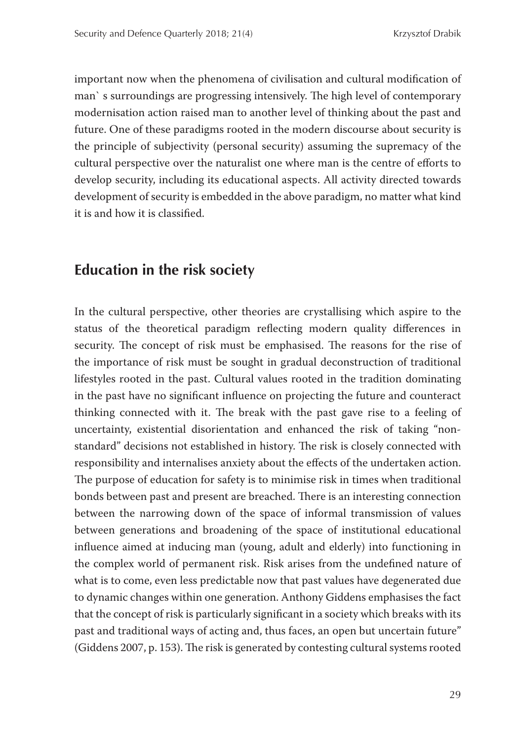important now when the phenomena of civilisation and cultural modification of man` s surroundings are progressing intensively. The high level of contemporary modernisation action raised man to another level of thinking about the past and future. One of these paradigms rooted in the modern discourse about security is the principle of subjectivity (personal security) assuming the supremacy of the cultural perspective over the naturalist one where man is the centre of efforts to develop security, including its educational aspects. All activity directed towards development of security is embedded in the above paradigm, no matter what kind it is and how it is classified.

## Education in the risk society

In the cultural perspective, other theories are crystallising which aspire to the status of the theoretical paradigm reflecting modern quality differences in security. The concept of risk must be emphasised. The reasons for the rise of the importance of risk must be sought in gradual deconstruction of traditional lifestyles rooted in the past. Cultural values rooted in the tradition dominating in the past have no significant influence on projecting the future and counteract thinking connected with it. The break with the past gave rise to a feeling of uncertainty, existential disorientation and enhanced the risk of taking "non-standard" decisions not established in history. The risk is closely connected with responsibility and internalises anxiety about the effects of the undertaken action. The purpose of education for safety is to minimise risk in times when traditional bonds between past and present are breached. There is an interesting connection between the narrowing down of the space of informal transmission of values between generations and broadening of the space of institutional educational influence aimed at inducing man (young, adult and elderly) into functioning in the complex world of permanent risk. Risk arises from the undefined nature of what is to come, even less predictable now that past values have degenerated due to dynamic changes within one generation. Anthony Giddens emphasises the fact that the concept of risk is particularly significant in a society which breaks with its past and traditional ways of acting and, thus faces, an open but uncertain future" (Giddens 2007, p. 153). The risk is generated by contesting cultural systems rooted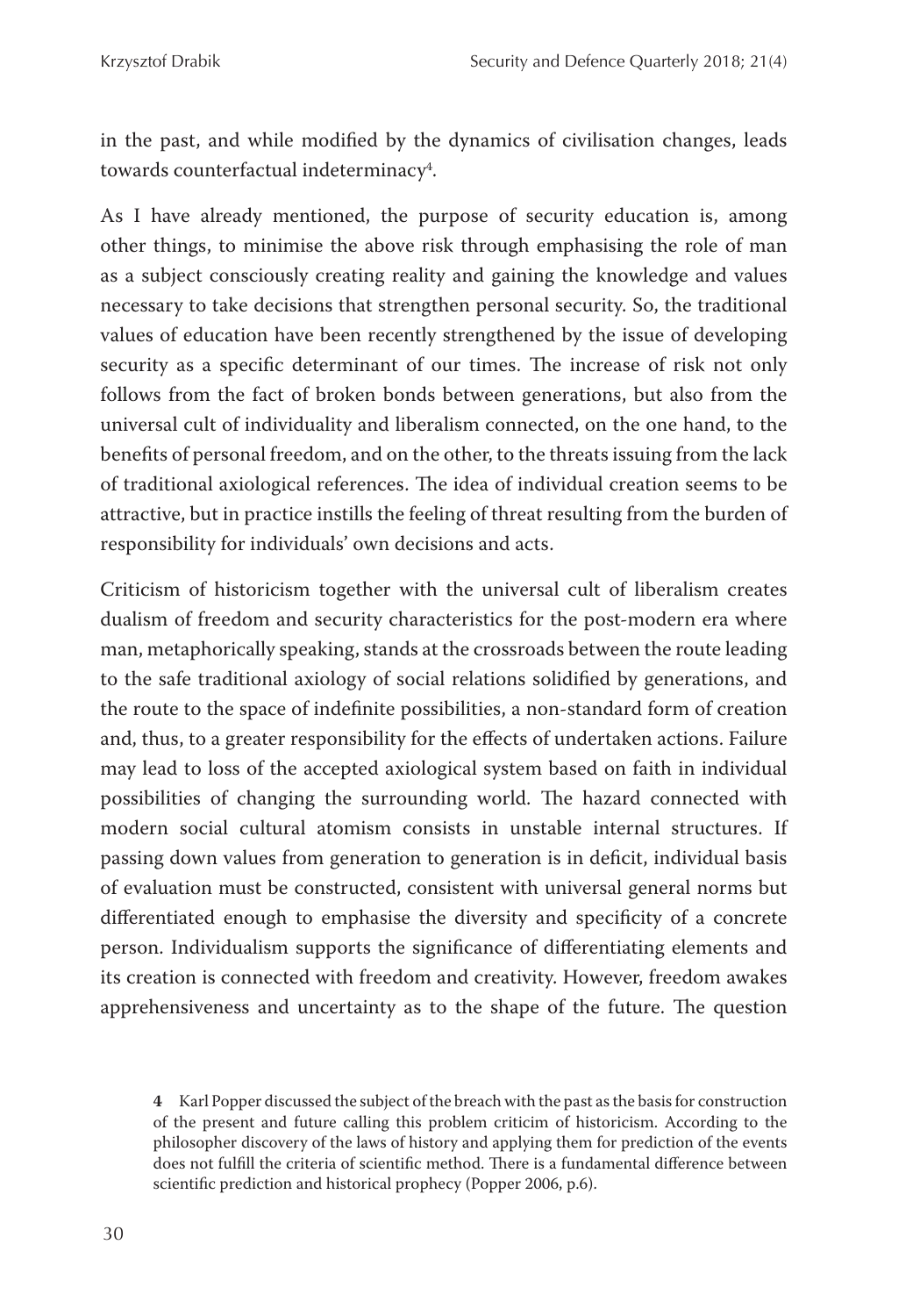in the past, and while modified by the dynamics of civilisation changes, leads towards counterfactual indeterminacy[4].

As I have already mentioned, the purpose of security education is, among other things, to minimise the above risk through emphasising the role of man as a subject consciously creating reality and gaining the knowledge and values necessary to take decisions that strengthen personal security. So, the traditional values of education have been recently strengthened by the issue of developing security as a specific determinant of our times. The increase of risk not only follows from the fact of broken bonds between generations, but also from the universal cult of individuality and liberalism connected, on the one hand, to the benefits of personal freedom, and on the other, to the threats issuing from the lack of traditional axiological references. The idea of individual creation seems to be attractive, but in practice instills the feeling of threat resulting from the burden of responsibility for individuals' own decisions and acts.

Criticism of historicism together with the universal cult of liberalism creates dualism of freedom and security characteristics for the post-modern era where man, metaphorically speaking, stands at the crossroads between the route leading to the safe traditional axiology of social relations solidified by generations, and the route to the space of indefinite possibilities, a non-standard form of creation and, thus, to a greater responsibility for the effects of undertaken actions. Failure may lead to loss of the accepted axiological system based on faith in individual possibilities of changing the surrounding world. The hazard connected with modern social cultural atomism consists in unstable internal structures. If passing down values from generation to generation is in deficit, individual basis of evaluation must be constructed, consistent with universal general norms but differentiated enough to emphasise the diversity and specificity of a concrete person. Individualism supports the significance of differentiating elements and its creation is connected with freedom and creativity. However, freedom awakes apprehensiveness and uncertainty as to the shape of the future. The question

4 Karl Popper discussed the subject of the breach with the past as the basis for construction of the present and future calling this problem criticim of historicism. According to the philosopher discovery of the laws of history and applying them for prediction of the events does not fulfill the criteria of scientific method. There is a fundamental difference between scientific prediction and historical prophecy (Popper 2006, p.6).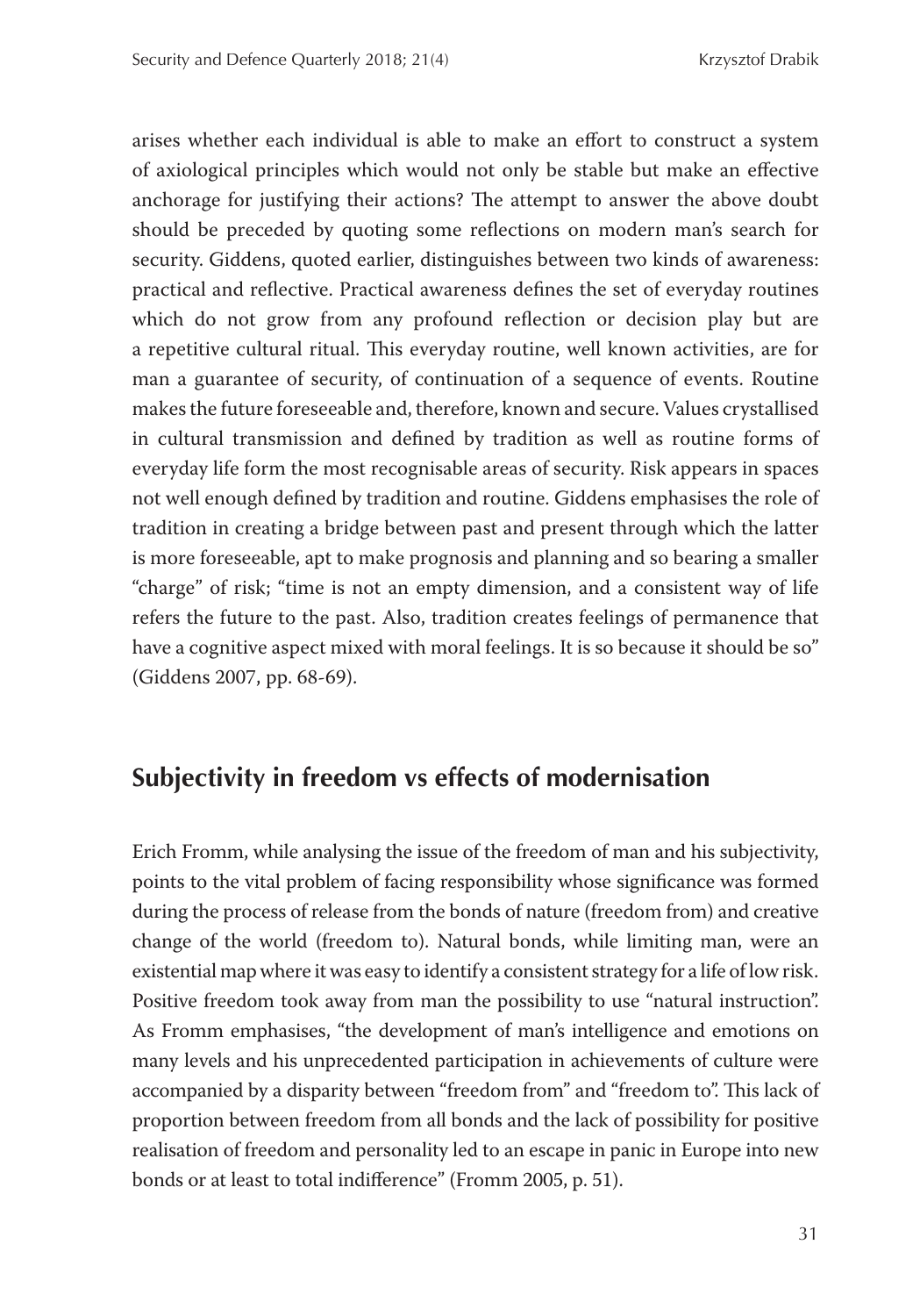arises whether each individual is able to make an effort to construct a system of axiological principles which would not only be stable but make an effective anchorage for justifying their actions? The attempt to answer the above doubt should be preceded by quoting some reflections on modern man's search for security. Giddens, quoted earlier, distinguishes between two kinds of awareness: practical and reflective. Practical awareness defines the set of everyday routines which do not grow from any profound reflection or decision play but are a repetitive cultural ritual. This everyday routine, well known activities, are for man a guarantee of security, of continuation of a sequence of events. Routine makes the future foreseeable and, therefore, known and secure. Values crystallised in cultural transmission and defined by tradition as well as routine forms of everyday life form the most recognisable areas of security. Risk appears in spaces not well enough defined by tradition and routine. Giddens emphasises the role of tradition in creating a bridge between past and present through which the latter is more foreseeable, apt to make prognosis and planning and so bearing a smaller "charge" of risk; "time is not an empty dimension, and a consistent way of life refers the future to the past. Also, tradition creates feelings of permanence that have a cognitive aspect mixed with moral feelings. It is so because it should be so" (Giddens 2007, pp. 68-69).

## Subjectivity in freedom vs effects of modernisation

Erich Fromm, while analysing the issue of the freedom of man and his subjectivity, points to the vital problem of facing responsibility whose significance was formed during the process of release from the bonds of nature (freedom from) and creative change of the world (freedom to). Natural bonds, while limiting man, were an existential map where it was easy to identify a consistent strategy for a life of low risk. Positive freedom took away from man the possibility to use "natural instruction". As Fromm emphasises, "the development of man's intelligence and emotions on many levels and his unprecedented participation in achievements of culture were accompanied by a disparity between "freedom from" and "freedom to". This lack of proportion between freedom from all bonds and the lack of possibility for positive realisation of freedom and personality led to an escape in panic in Europe into new bonds or at least to total indifference" (Fromm 2005, p. 51).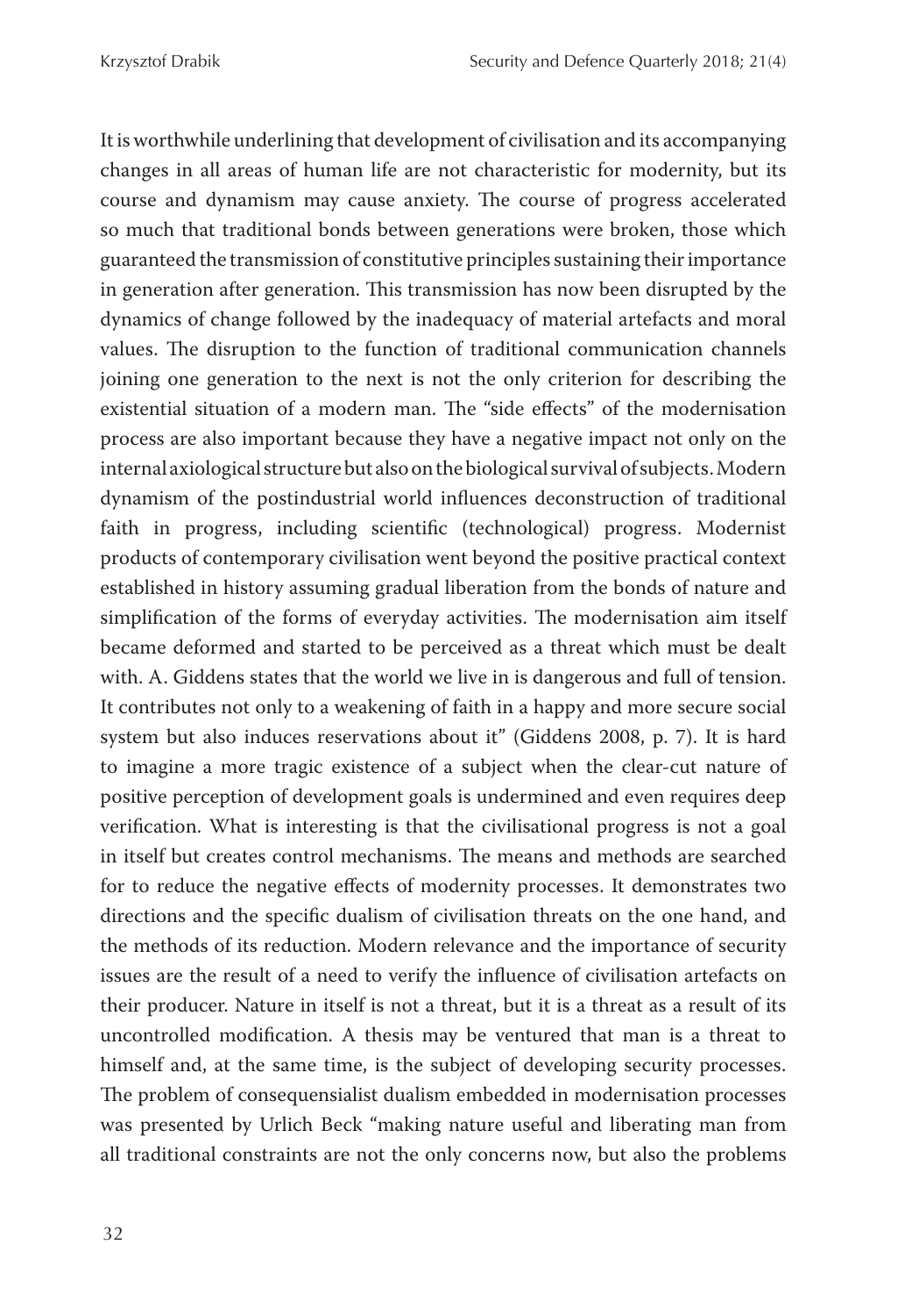It is worthwhile underlining that development of civilisation and its accompanying changes in all areas of human life are not characteristic for modernity, but its course and dynamism may cause anxiety. The course of progress accelerated so much that traditional bonds between generations were broken, those which guaranteed the transmission of constitutive principles sustaining their importance in generation after generation. This transmission has now been disrupted by the dynamics of change followed by the inadequacy of material artefacts and moral values. The disruption to the function of traditional communication channels joining one generation to the next is not the only criterion for describing the existential situation of a modern man. The "side effects" of the modernisation process are also important because they have a negative impact not only on the internal axiological structure but also on the biological survival of subjects. Modern dynamism of the postindustrial world influences deconstruction of traditional faith in progress, including scientific (technological) progress. Modernist products of contemporary civilisation went beyond the positive practical context established in history assuming gradual liberation from the bonds of nature and simplification of the forms of everyday activities. The modernisation aim itself became deformed and started to be perceived as a threat which must be dealt with. A. Giddens states that the world we live in is dangerous and full of tension. It contributes not only to a weakening of faith in a happy and more secure social system but also induces reservations about it" (Giddens 2008, p. 7). It is hard to imagine a more tragic existence of a subject when the clear-cut nature of positive perception of development goals is undermined and even requires deep verification. What is interesting is that the civilisational progress is not a goal in itself but creates control mechanisms. The means and methods are searched for to reduce the negative effects of modernity processes. It demonstrates two directions and the specific dualism of civilisation threats on the one hand, and the methods of its reduction. Modern relevance and the importance of security issues are the result of a need to verify the influence of civilisation artefacts on their producer. Nature in itself is not a threat, but it is a threat as a result of its uncontrolled modification. A thesis may be ventured that man is a threat to himself and, at the same time, is the subject of developing security processes. The problem of consequensialist dualism embedded in modernisation processes was presented by Urlich Beck "making nature useful and liberating man from all traditional constraints are not the only concerns now, but also the problems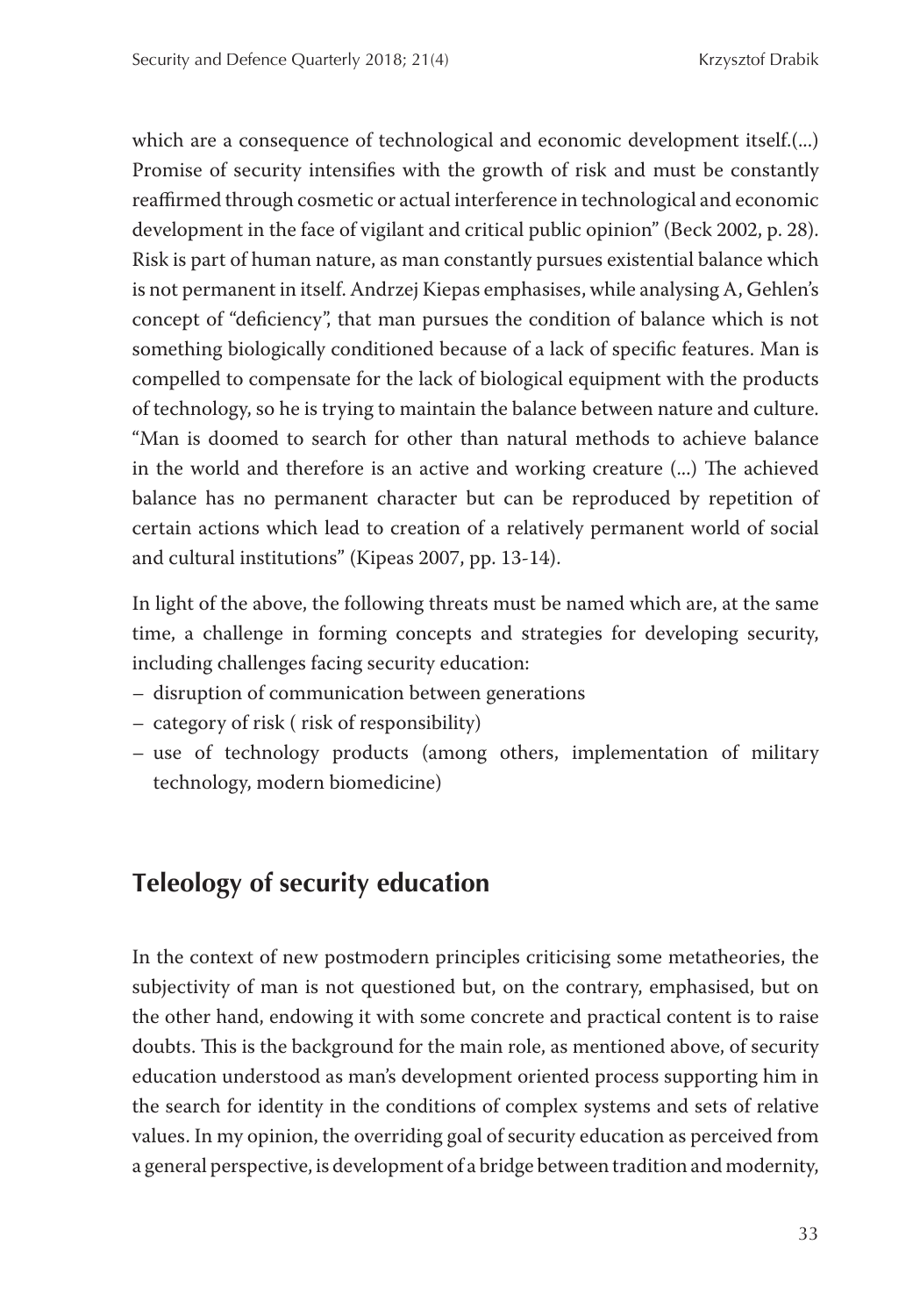which are a consequence of technological and economic development itself.(...) Promise of security intensifies with the growth of risk and must be constantly reaffirmed through cosmetic or actual interference in technological and economic development in the face of vigilant and critical public opinion" (Beck 2002, p. 28). Risk is part of human nature, as man constantly pursues existential balance which is not permanent in itself. Andrzej Kiepas emphasises, while analysing A, Gehlen's concept of "deficiency", that man pursues the condition of balance which is not something biologically conditioned because of a lack of specific features. Man is compelled to compensate for the lack of biological equipment with the products of technology, so he is trying to maintain the balance between nature and culture. "Man is doomed to search for other than natural methods to achieve balance in the world and therefore is an active and working creature (...) The achieved balance has no permanent character but can be reproduced by repetition of certain actions which lead to creation of a relatively permanent world of social and cultural institutions" (Kipeas 2007, pp. 13-14).

In light of the above, the following threats must be named which are, at the same time, a challenge in forming concepts and strategies for developing security, including challenges facing security education:

- disruption of communication between generations
- category of risk ( risk of responsibility)
- use of technology products (among others, implementation of military technology, modern biomedicine)

## Teleology of security education

In the context of new postmodern principles criticising some metatheories, the subjectivity of man is not questioned but, on the contrary, emphasised, but on the other hand, endowing it with some concrete and practical content is to raise doubts. This is the background for the main role, as mentioned above, of security education understood as man's development oriented process supporting him in the search for identity in the conditions of complex systems and sets of relative values. In my opinion, the overriding goal of security education as perceived from a general perspective, is development of a bridge between tradition and modernity,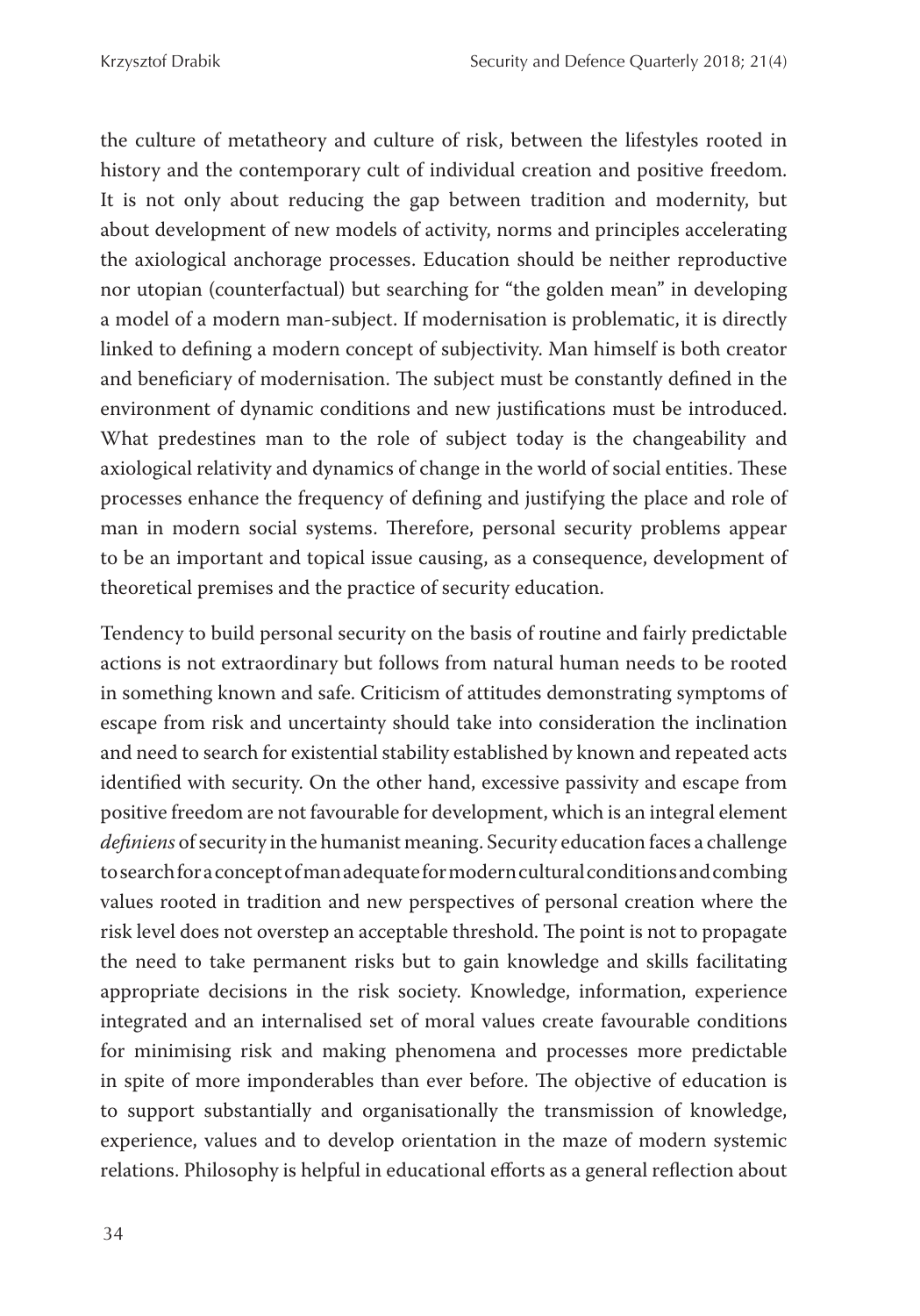the culture of metatheory and culture of risk, between the lifestyles rooted in history and the contemporary cult of individual creation and positive freedom. It is not only about reducing the gap between tradition and modernity, but about development of new models of activity, norms and principles accelerating the axiological anchorage processes. Education should be neither reproductive nor utopian (counterfactual) but searching for "the golden mean" in developing a model of a modern man-subject. If modernisation is problematic, it is directly linked to defining a modern concept of subjectivity. Man himself is both creator and beneficiary of modernisation. The subject must be constantly defined in the environment of dynamic conditions and new justifications must be introduced. What predestines man to the role of subject today is the changeability and axiological relativity and dynamics of change in the world of social entities. These processes enhance the frequency of defining and justifying the place and role of man in modern social systems. Therefore, personal security problems appear to be an important and topical issue causing, as a consequence, development of theoretical premises and the practice of security education.

Tendency to build personal security on the basis of routine and fairly predictable actions is not extraordinary but follows from natural human needs to be rooted in something known and safe. Criticism of attitudes demonstrating symptoms of escape from risk and uncertainty should take into consideration the inclination and need to search for existential stability established by known and repeated acts identified with security. On the other hand, excessive passivity and escape from positive freedom are not favourable for development, which is an integral element *definiens* of security in the humanist meaning. Security education faces a challenge to search for a concept of man adequate for modern cultural conditions and combing values rooted in tradition and new perspectives of personal creation where the risk level does not overstep an acceptable threshold. The point is not to propagate the need to take permanent risks but to gain knowledge and skills facilitating appropriate decisions in the risk society. Knowledge, information, experience integrated and an internalised set of moral values create favourable conditions for minimising risk and making phenomena and processes more predictable in spite of more imponderables than ever before. The objective of education is to support substantially and organisationally the transmission of knowledge, experience, values and to develop orientation in the maze of modern systemic relations. Philosophy is helpful in educational efforts as a general reflection about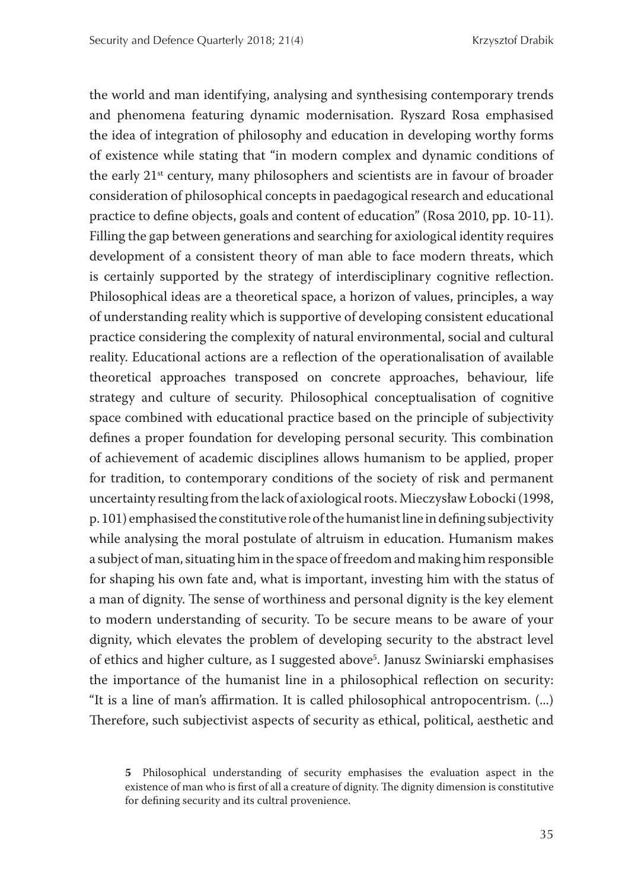the world and man identifying, analysing and synthesising contemporary trends and phenomena featuring dynamic modernisation. Ryszard Rosa emphasised the idea of integration of philosophy and education in developing worthy forms of existence while stating that "in modern complex and dynamic conditions of the early 21st century, many philosophers and scientists are in favour of broader consideration of philosophical concepts in paedagogical research and educational practice to define objects, goals and content of education" (Rosa 2010, pp. 10-11). Filling the gap between generations and searching for axiological identity requires development of a consistent theory of man able to face modern threats, which is certainly supported by the strategy of interdisciplinary cognitive reflection. Philosophical ideas are a theoretical space, a horizon of values, principles, a way of understanding reality which is supportive of developing consistent educational practice considering the complexity of natural environmental, social and cultural reality. Educational actions are a reflection of the operationalisation of available theoretical approaches transposed on concrete approaches, behaviour, life strategy and culture of security. Philosophical conceptualisation of cognitive space combined with educational practice based on the principle of subjectivity defines a proper foundation for developing personal security. This combination of achievement of academic disciplines allows humanism to be applied, proper for tradition, to contemporary conditions of the society of risk and permanent uncertainty resulting from the lack of axiological roots. Mieczysław Łobocki (1998, p. 101) emphasised the constitutive role of the humanist line in defining subjectivity while analysing the moral postulate of altruism in education. Humanism makes a subject of man, situating him in the space of freedom and making him responsible for shaping his own fate and, what is important, investing him with the status of a man of dignity. The sense of worthiness and personal dignity is the key element to modern understanding of security. To be secure means to be aware of your dignity, which elevates the problem of developing security to the abstract level of ethics and higher culture, as I suggested above[5]. Janusz Swiniarski emphasises the importance of the humanist line in a philosophical reflection on security: "It is a line of man's affirmation. It is called philosophical antropocentrism. (...) Therefore, such subjectivist aspects of security as ethical, political, aesthetic and

**5** Philosophical understanding of security emphasises the evaluation aspect in the existence of man who is first of all a creature of dignity. The dignity dimension is constitutive for defining security and its cultral provenience.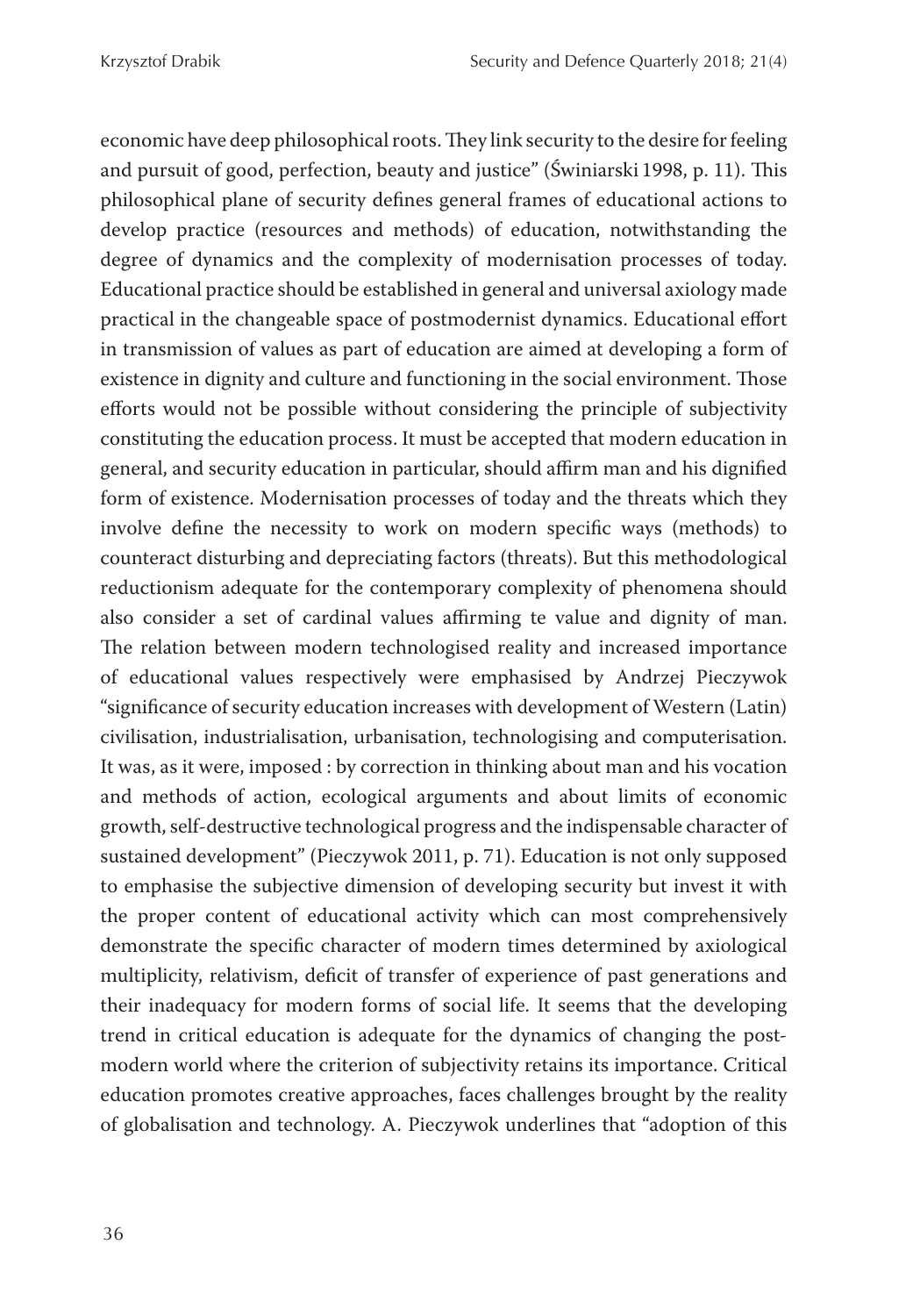economic have deep philosophical roots. They link security to the desire for feeling and pursuit of good, perfection, beauty and justice" (Świniarski 1998, p. 11). This philosophical plane of security defines general frames of educational actions to develop practice (resources and methods) of education, notwithstanding the degree of dynamics and the complexity of modernisation processes of today. Educational practice should be established in general and universal axiology made practical in the changeable space of postmodernist dynamics. Educational effort in transmission of values as part of education are aimed at developing a form of existence in dignity and culture and functioning in the social environment. Those efforts would not be possible without considering the principle of subjectivity constituting the education process. It must be accepted that modern education in general, and security education in particular, should affirm man and his dignified form of existence. Modernisation processes of today and the threats which they involve define the necessity to work on modern specific ways (methods) to counteract disturbing and depreciating factors (threats). But this methodological reductionism adequate for the contemporary complexity of phenomena should also consider a set of cardinal values affirming te value and dignity of man. The relation between modern technologised reality and increased importance of educational values respectively were emphasised by Andrzej Pieczywok "significance of security education increases with development of Western (Latin) civilisation, industrialisation, urbanisation, technologising and computerisation. It was, as it were, imposed : by correction in thinking about man and his vocation and methods of action, ecological arguments and about limits of economic growth, self-destructive technological progress and the indispensable character of sustained development" (Pieczywok 2011, p. 71). Education is not only supposed to emphasise the subjective dimension of developing security but invest it with the proper content of educational activity which can most comprehensively demonstrate the specific character of modern times determined by axiological multiplicity, relativism, deficit of transfer of experience of past generations and their inadequacy for modern forms of social life. It seems that the developing trend in critical education is adequate for the dynamics of changing the post-modern world where the criterion of subjectivity retains its importance. Critical education promotes creative approaches, faces challenges brought by the reality of globalisation and technology. A. Pieczywok underlines that "adoption of this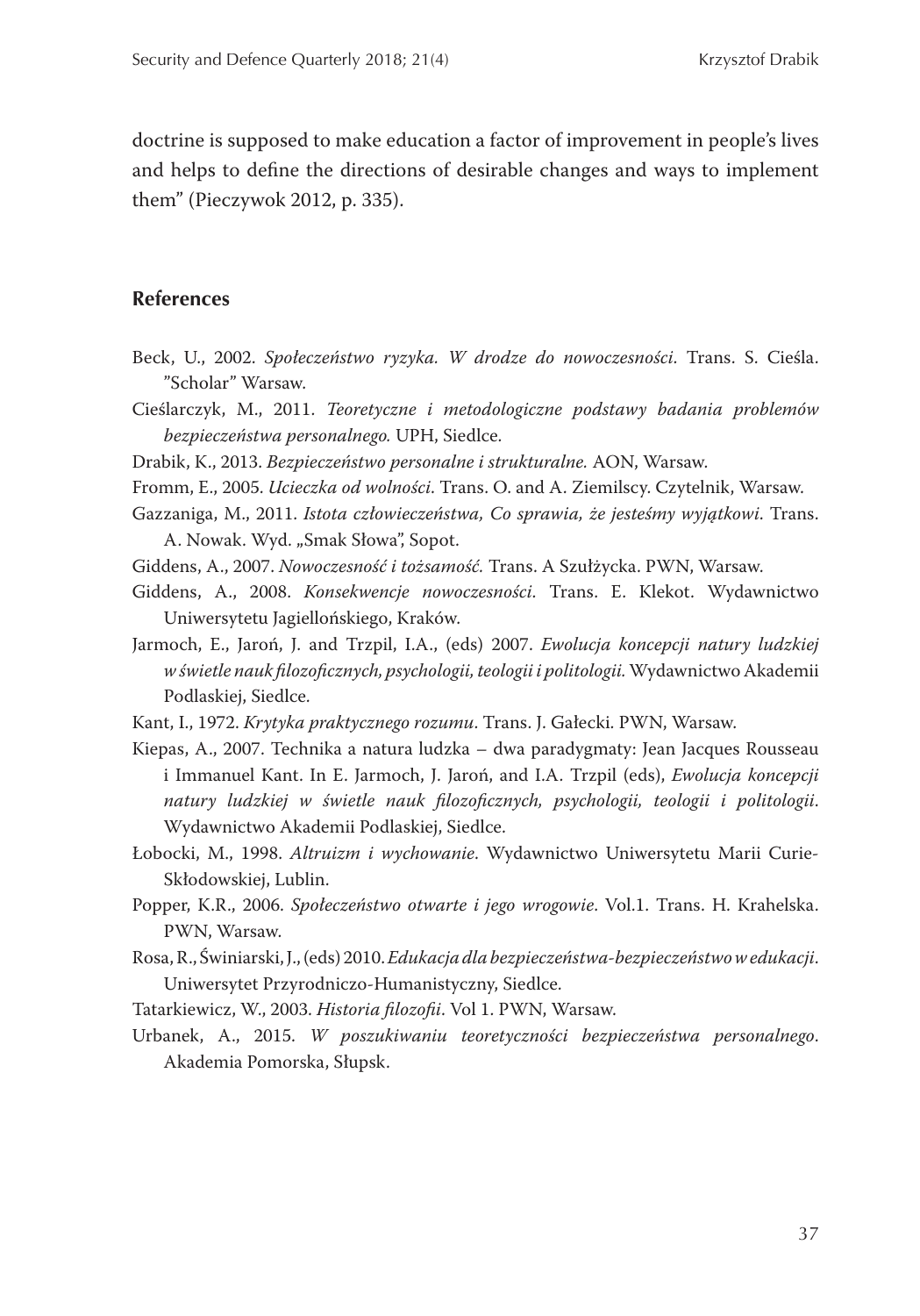doctrine is supposed to make education a factor of improvement in people's lives and helps to define the directions of desirable changes and ways to implement them" (Pieczywok 2012, p. 335).

## References

Beck, U., 2002. *Społeczeństwo ryzyka. W drodze do nowoczesności*. Trans. S. Cieśla. "Scholar" Warsaw.

Cieślarczyk, M., 2011. *Teoretyczne i metodologiczne podstawy badania problemów bezpieczeństwa personalnego.* UPH, Siedlce.

Drabik, K., 2013. *Bezpieczeństwo personalne i strukturalne.* AON, Warsaw.

Fromm, E., 2005. *Ucieczka od wolności*. Trans. O. and A. Ziemilscy. Czytelnik, Warsaw.

Gazzaniga, M., 2011. *Istota człowieczeństwa, Co sprawia, że jesteśmy wyjątkowi*. Trans. A. Nowak. Wyd. „Smak Słowa", Sopot.

Giddens, A., 2007. *Nowoczesność i tożsamość.* Trans. A Szulżycka. PWN, Warsaw.

Giddens, A., 2008. *Konsekwencje nowoczesności.* Trans. E. Klekot. Wydawnictwo Uniwersytetu Jagiellońskiego, Kraków.

Jarmoch, E., Jaroń, J. and Trzpil, I.A., (eds) 2007. *Ewolucja koncepcji natury ludzkiej w świetle nauk filozoficznych, psychologii, teologii i politologii.* Wydawnictwo Akademii Podlaskiej, Siedlce.

Kant, I., 1972. *Krytyka praktycznego rozumu*. Trans. J. Gałecki. PWN, Warsaw.

Kiepas, A., 2007. Technika a natura ludzka – dwa paradygmaty: Jean Jacques Rousseau i Immanuel Kant. In E. Jarmoch, J. Jaroń, and I.A. Trzpil (eds), *Ewolucja koncepcji natury ludzkiej w świetle nauk filozoficznych, psychologii, teologii i politologii*. Wydawnictwo Akademii Podlaskiej, Siedlce.

Łobocki, M., 1998. *Altruizm i wychowanie*. Wydawnictwo Uniwersytetu Marii Curie-Skłodowskiej, Lublin.

Popper, K.R., 2006. *Społeczeństwo otwarte i jego wrogowie*. Vol.1. Trans. H. Krahelska. PWN, Warsaw.

Rosa, R., Świniarski, J., (eds) 2010. *Edukacja dla bezpieczeństwa-bezpieczeństwo w edukacji*. Uniwersytet Przyrodniczo-Humanistyczny, Siedlce.

Tatarkiewicz, W., 2003. *Historia filozofii*. Vol 1. PWN, Warsaw.

Urbanek, A., 2015. *W poszukiwaniu teoretyczności bezpieczeństwa personalnego*. Akademia Pomorska, Słupsk.